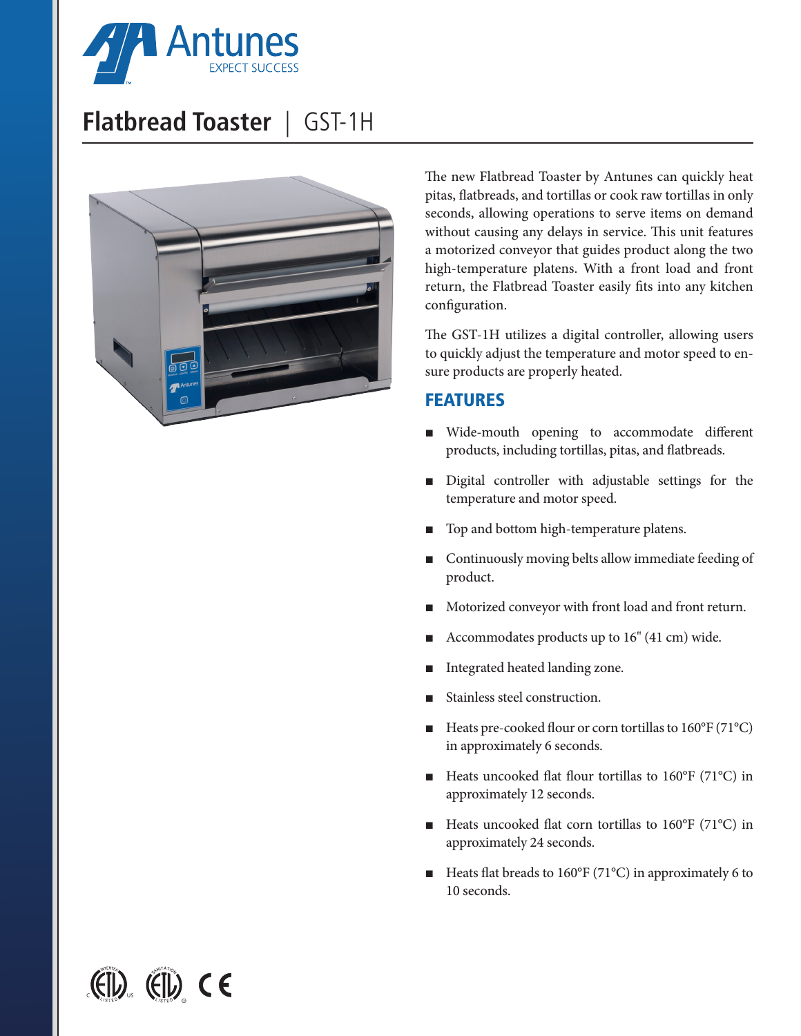Antunes
EXPECT SUCCESS

# Flatbread Toaster | GST-1H

The new Flatbread Toaster by Antunes can quickly heat pitas, flatbreads, and tortillas or cook raw tortillas in only seconds, allowing operations to serve items on demand without causing any delays in service. This unit features a motorized conveyor that guides product along the two high-temperature platens. With a front load and front return, the Flatbread Toaster easily fits into any kitchen configuration.

The GST-1H utilizes a digital controller, allowing users to quickly adjust the temperature and motor speed to ensure products are properly heated.

## FEATURES

- Wide-mouth opening to accommodate different products, including tortillas, pitas, and flatbreads.
- Digital controller with adjustable settings for the temperature and motor speed.
- Top and bottom high-temperature platens.
- Continuously moving belts allow immediate feeding of product.
- Motorized conveyor with front load and front return.
- Accommodates products up to 16" (41 cm) wide.
- Integrated heated landing zone.
- Stainless steel construction.
- Heats pre-cooked flour or corn tortillas to 160°F (71°C) in approximately 6 seconds.
- Heats uncooked flat flour tortillas to 160°F (71°C) in approximately 12 seconds.
- Heats uncooked flat corn tortillas to 160°F (71°C) in approximately 24 seconds.
- Heats flat breads to 160°F (71°C) in approximately 6 to 10 seconds.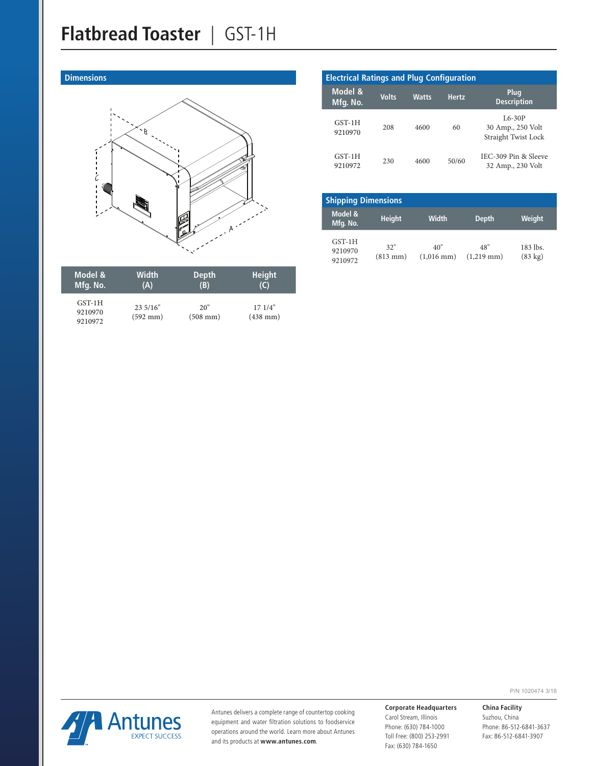# Flatbread Toaster | GST-1H

## Dimensions

A

B

C

| Model & Mfg. No. | Width (A) | Depth (B) | Height (C) |
|---|---|---|---|
| GST-1H 9210970 9210972 | 23 5/16" (592 mm) | 20" (508 mm) | 17 1/4" (438 mm) |

## Electrical Ratings and Plug Configuration

| Model & Mfg. No. | Volts | Watts | Hertz | Plug Description |
|---|---|---|---|---|
| GST-1H 9210970 | 208 | 4600 | 60 | L6-30P 30 Amp., 250 Volt Straight Twist Lock |
| GST-1H 9210972 | 230 | 4600 | 50/60 | IEC-309 Pin & Sleeve 32 Amp., 230 Volt |

## Shipping Dimensions

| Model & Mfg. No. | Height | Width | Depth | Weight |
|---|---|---|---|---|
| GST-1H 9210970 9210972 | 32" (813 mm) | 40" (1,016 mm) | 48" (1,219 mm) | 183 lbs. (83 kg) |

P/N 1020474 3/18

Antunes EXPECT SUCCESS

Antunes delivers a complete range of countertop cooking equipment and water filtration solutions to foodservice operations around the world. Learn more about Antunes and its products at **www.antunes.com**.

**Corporate Headquarters**
Carol Stream, Illinois
Phone: (630) 784-1000
Toll Free: (800) 253-2991
Fax: (630) 784-1650

**China Facility**
Suzhou, China
Phone: 86-512-6841-3637
Fax: 86-512-6841-3907